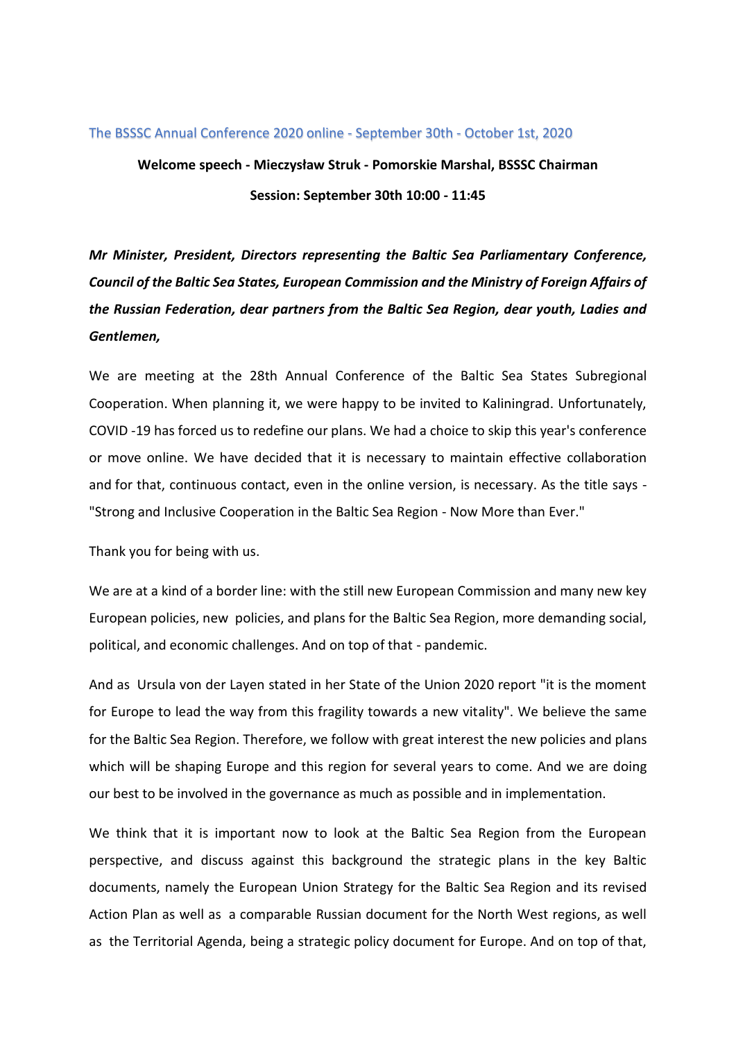The BSSSC Annual Conference 2020 online - September 30th - October 1st, 2020

**Welcome speech - Mieczysław Struk - Pomorskie Marshal, BSSSC Chairman**

**Session: September 30th 10:00 - 11:45**

***Mr Minister, President, Directors representing the Baltic Sea Parliamentary Conference, Council of the Baltic Sea States, European Commission and the Ministry of Foreign Affairs of the Russian Federation, dear partners from the Baltic Sea Region, dear youth, Ladies and Gentlemen,***

We are meeting at the 28th Annual Conference of the Baltic Sea States Subregional Cooperation. When planning it, we were happy to be invited to Kaliningrad. Unfortunately, COVID -19 has forced us to redefine our plans. We had a choice to skip this year's conference or move online. We have decided that it is necessary to maintain effective collaboration and for that, continuous contact, even in the online version, is necessary. As the title says - "Strong and Inclusive Cooperation in the Baltic Sea Region - Now More than Ever."

Thank you for being with us.

We are at a kind of a border line: with the still new European Commission and many new key European policies, new policies, and plans for the Baltic Sea Region, more demanding social, political, and economic challenges. And on top of that - pandemic.

And as Ursula von der Layen stated in her State of the Union 2020 report "it is the moment for Europe to lead the way from this fragility towards a new vitality". We believe the same for the Baltic Sea Region. Therefore, we follow with great interest the new policies and plans which will be shaping Europe and this region for several years to come. And we are doing our best to be involved in the governance as much as possible and in implementation.

We think that it is important now to look at the Baltic Sea Region from the European perspective, and discuss against this background the strategic plans in the key Baltic documents, namely the European Union Strategy for the Baltic Sea Region and its revised Action Plan as well as a comparable Russian document for the North West regions, as well as the Territorial Agenda, being a strategic policy document for Europe. And on top of that,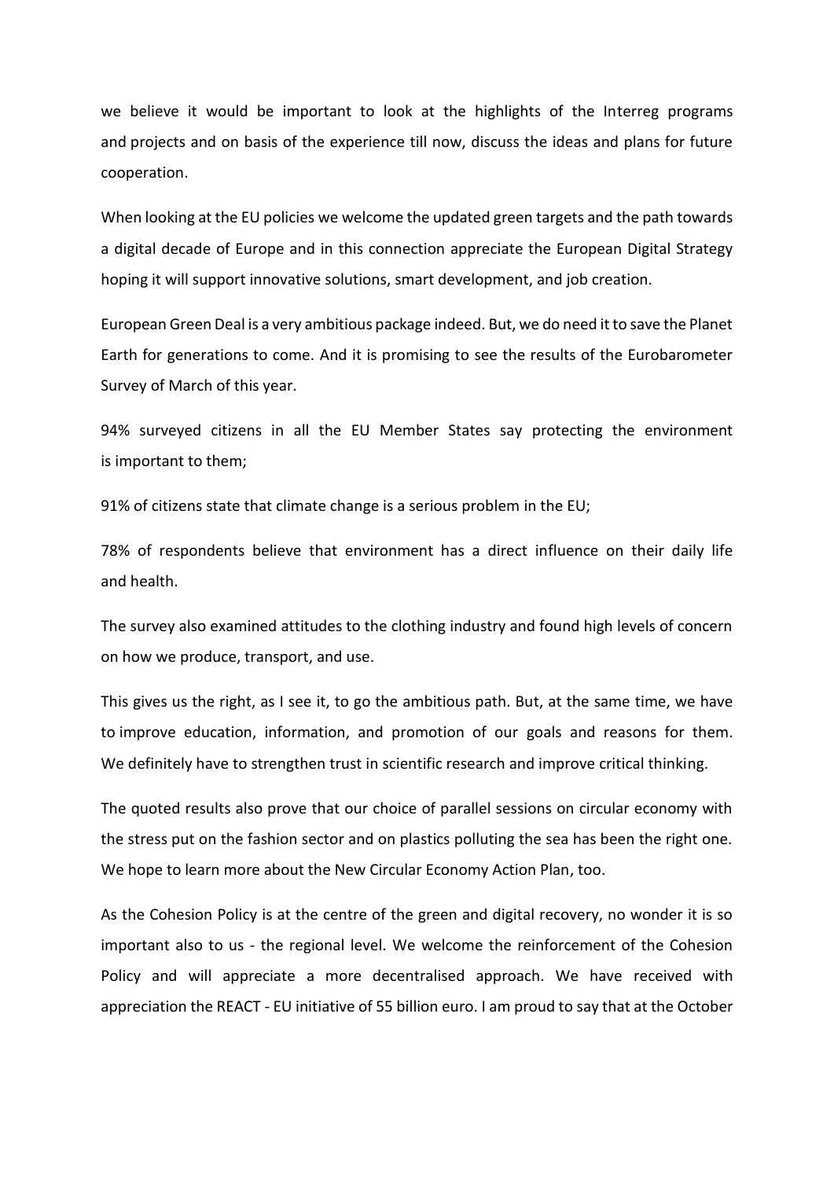we believe it would be important to look at the highlights of the Interreg programs and projects and on basis of the experience till now, discuss the ideas and plans for future cooperation.

When looking at the EU policies we welcome the updated green targets and the path towards a digital decade of Europe and in this connection appreciate the European Digital Strategy hoping it will support innovative solutions, smart development, and job creation.

European Green Deal is a very ambitious package indeed. But, we do need it to save the Planet Earth for generations to come. And it is promising to see the results of the Eurobarometer Survey of March of this year.

94% surveyed citizens in all the EU Member States say protecting the environment is important to them;

91% of citizens state that climate change is a serious problem in the EU;

78% of respondents believe that environment has a direct influence on their daily life and health.

The survey also examined attitudes to the clothing industry and found high levels of concern on how we produce, transport, and use.

This gives us the right, as I see it, to go the ambitious path. But, at the same time, we have to improve education, information, and promotion of our goals and reasons for them. We definitely have to strengthen trust in scientific research and improve critical thinking.

The quoted results also prove that our choice of parallel sessions on circular economy with the stress put on the fashion sector and on plastics polluting the sea has been the right one. We hope to learn more about the New Circular Economy Action Plan, too.

As the Cohesion Policy is at the centre of the green and digital recovery, no wonder it is so important also to us - the regional level. We welcome the reinforcement of the Cohesion Policy and will appreciate a more decentralised approach. We have received with appreciation the REACT - EU initiative of 55 billion euro. I am proud to say that at the October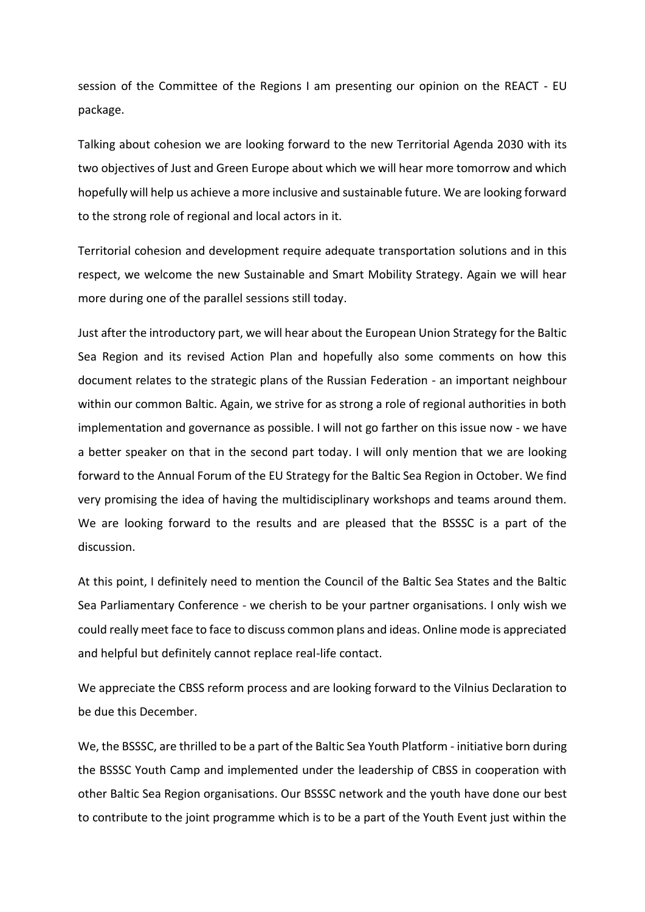session of the Committee of the Regions I am presenting our opinion on the REACT - EU package.

Talking about cohesion we are looking forward to the new Territorial Agenda 2030 with its two objectives of Just and Green Europe about which we will hear more tomorrow and which hopefully will help us achieve a more inclusive and sustainable future. We are looking forward to the strong role of regional and local actors in it.

Territorial cohesion and development require adequate transportation solutions and in this respect, we welcome the new Sustainable and Smart Mobility Strategy. Again we will hear more during one of the parallel sessions still today.

Just after the introductory part, we will hear about the European Union Strategy for the Baltic Sea Region and its revised Action Plan and hopefully also some comments on how this document relates to the strategic plans of the Russian Federation - an important neighbour within our common Baltic. Again, we strive for as strong a role of regional authorities in both implementation and governance as possible. I will not go farther on this issue now - we have a better speaker on that in the second part today. I will only mention that we are looking forward to the Annual Forum of the EU Strategy for the Baltic Sea Region in October. We find very promising the idea of having the multidisciplinary workshops and teams around them. We are looking forward to the results and are pleased that the BSSSC is a part of the discussion.

At this point, I definitely need to mention the Council of the Baltic Sea States and the Baltic Sea Parliamentary Conference - we cherish to be your partner organisations. I only wish we could really meet face to face to discuss common plans and ideas. Online mode is appreciated and helpful but definitely cannot replace real-life contact.

We appreciate the CBSS reform process and are looking forward to the Vilnius Declaration to be due this December.

We, the BSSSC, are thrilled to be a part of the Baltic Sea Youth Platform - initiative born during the BSSSC Youth Camp and implemented under the leadership of CBSS in cooperation with other Baltic Sea Region organisations. Our BSSSC network and the youth have done our best to contribute to the joint programme which is to be a part of the Youth Event just within the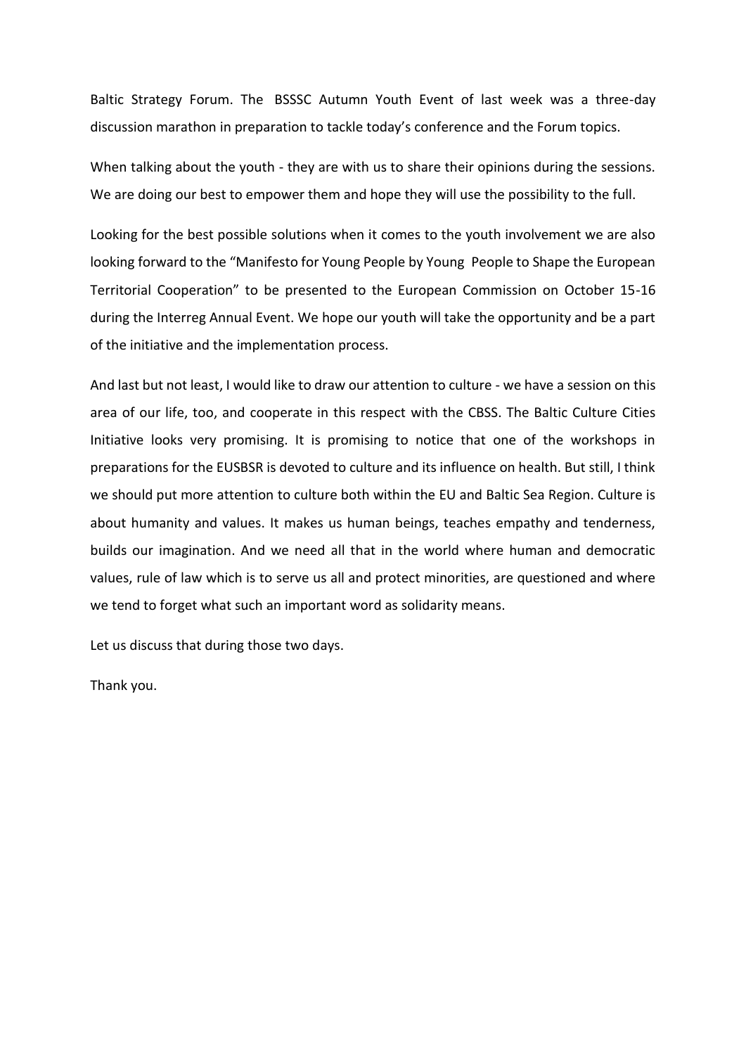Baltic Strategy Forum. The BSSSC Autumn Youth Event of last week was a three-day discussion marathon in preparation to tackle today's conference and the Forum topics.

When talking about the youth - they are with us to share their opinions during the sessions. We are doing our best to empower them and hope they will use the possibility to the full.

Looking for the best possible solutions when it comes to the youth involvement we are also looking forward to the "Manifesto for Young People by Young People to Shape the European Territorial Cooperation" to be presented to the European Commission on October 15-16 during the Interreg Annual Event. We hope our youth will take the opportunity and be a part of the initiative and the implementation process.

And last but not least, I would like to draw our attention to culture - we have a session on this area of our life, too, and cooperate in this respect with the CBSS. The Baltic Culture Cities Initiative looks very promising. It is promising to notice that one of the workshops in preparations for the EUSBSR is devoted to culture and its influence on health. But still, I think we should put more attention to culture both within the EU and Baltic Sea Region. Culture is about humanity and values. It makes us human beings, teaches empathy and tenderness, builds our imagination. And we need all that in the world where human and democratic values, rule of law which is to serve us all and protect minorities, are questioned and where we tend to forget what such an important word as solidarity means.

Let us discuss that during those two days.

Thank you.